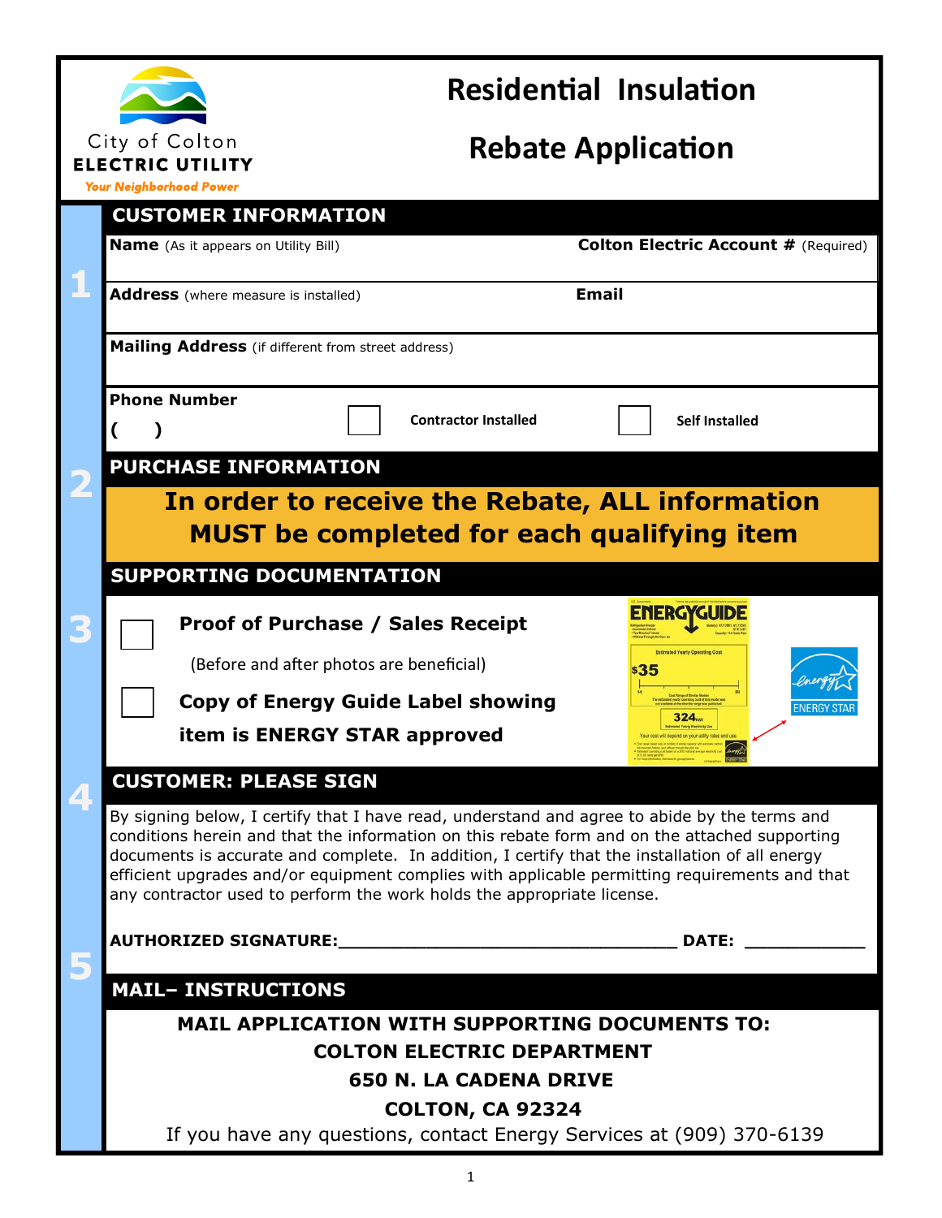City of Colton
**ELECTRIC UTILITY**
*Your Neighborhood Power*

# Residential Insulation Rebate Application

## 1 CUSTOMER INFORMATION

**Name** (As it appears on Utility Bill)

**Colton Electric Account #** (Required)

**Address** (where measure is installed)

**Email**

**Mailing Address** (if different from street address)

**Phone Number**
(     )

☐ **Contractor Installed**     ☐ **Self Installed**

## 2 PURCHASE INFORMATION

**In order to receive the Rebate, ALL information MUST be completed for each qualifying item**

## 3 SUPPORTING DOCUMENTATION

☐ **Proof of Purchase / Sales Receipt**

(Before and after photos are beneficial)

☐ **Copy of Energy Guide Label showing item is ENERGY STAR approved**

## 4 CUSTOMER: PLEASE SIGN

By signing below, I certify that I have read, understand and agree to abide by the terms and conditions herein and that the information on this rebate form and on the attached supporting documents is accurate and complete. In addition, I certify that the installation of all energy efficient upgrades and/or equipment complies with applicable permitting requirements and that any contractor used to perform the work holds the appropriate license.

**AUTHORIZED SIGNATURE:**__________________________________ **DATE:** ____________

## 5 MAIL– INSTRUCTIONS

**MAIL APPLICATION WITH SUPPORTING DOCUMENTS TO:**
**COLTON ELECTRIC DEPARTMENT**
**650 N. LA CADENA DRIVE**
**COLTON, CA 92324**

If you have any questions, contact Energy Services at (909) 370-6139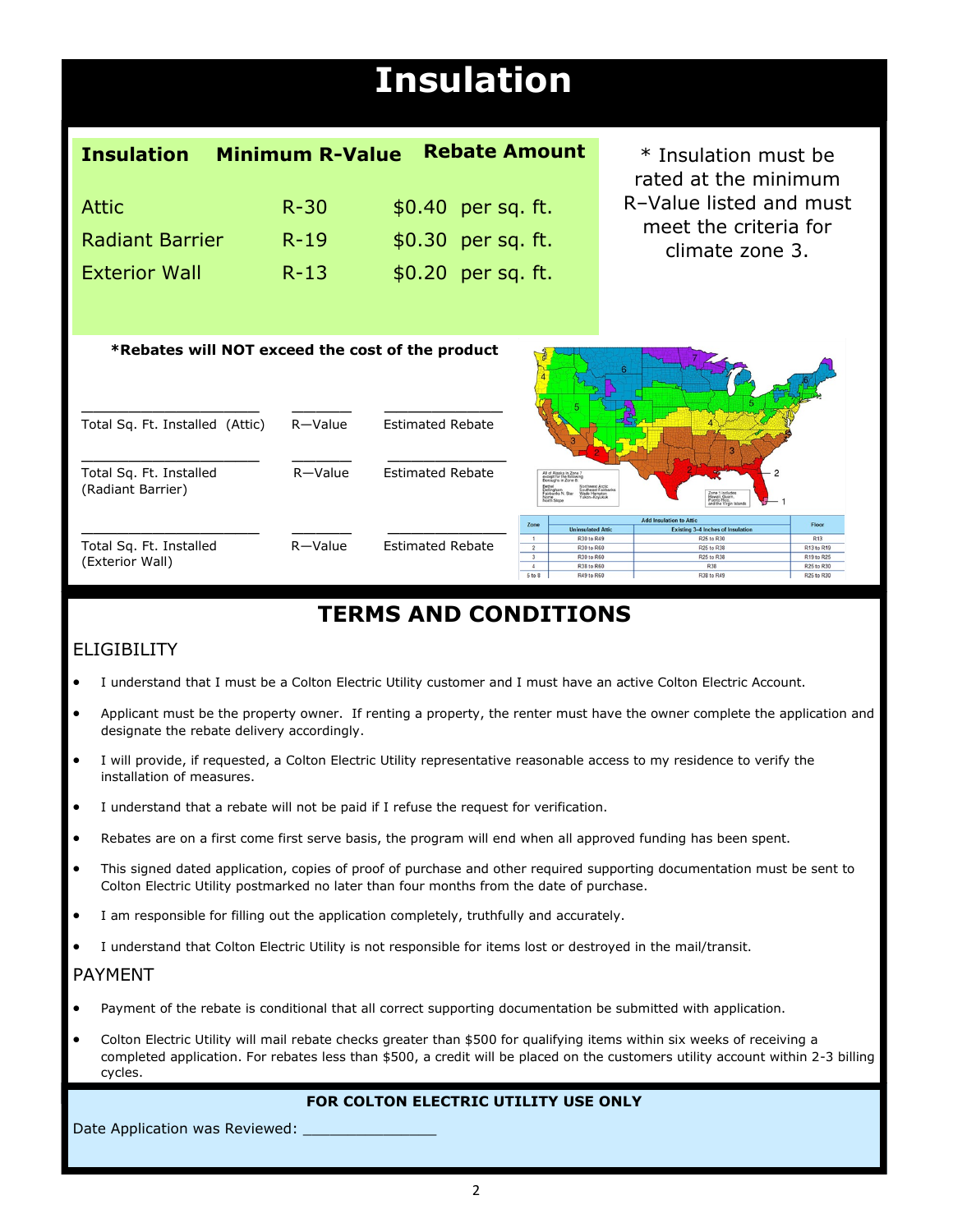# Insulation

| Insulation | Minimum R-Value | Rebate Amount |
|---|---|---|
| Attic | R-30 | $0.40 per sq. ft. |
| Radiant Barrier | R-19 | $0.30 per sq. ft. |
| Exterior Wall | R-13 | $0.20 per sq. ft. |

* Insulation must be rated at the minimum R–Value listed and must meet the criteria for climate zone 3.

**\*Rebates will NOT exceed the cost of the product**

| | | |
|---|---|---|
| ____________________ Total Sq. Ft. Installed (Attic) | _______ R—Value | _____________ Estimated Rebate |
| ____________________ Total Sq. Ft. Installed (Radiant Barrier) | _______ R—Value | _____________ Estimated Rebate |
| ____________________ Total Sq. Ft. Installed (Exterior Wall) | _______ R—Value | _____________ Estimated Rebate |

| Zone | Add Insulation to Attic | | Floor |
|---|---|---|---|
| | Uninsulated Attic | Existing 3–4 Inches of Insulation | |
| 1 | R30 to R49 | R25 to R30 | R13 |
| 2 | R30 to R60 | R25 to R38 | R13 to R19 |
| 3 | R30 to R60 | R25 to R38 | R19 to R25 |
| 4 | R38 to R60 | R38 | R25 to R30 |
| 5 to 8 | R49 to R60 | R38 to R49 | R25 to R30 |

## TERMS AND CONDITIONS

### ELIGIBILITY

- I understand that I must be a Colton Electric Utility customer and I must have an active Colton Electric Account.
- Applicant must be the property owner. If renting a property, the renter must have the owner complete the application and designate the rebate delivery accordingly.
- I will provide, if requested, a Colton Electric Utility representative reasonable access to my residence to verify the installation of measures.
- I understand that a rebate will not be paid if I refuse the request for verification.
- Rebates are on a first come first serve basis, the program will end when all approved funding has been spent.
- This signed dated application, copies of proof of purchase and other required supporting documentation must be sent to Colton Electric Utility postmarked no later than four months from the date of purchase.
- I am responsible for filling out the application completely, truthfully and accurately.
- I understand that Colton Electric Utility is not responsible for items lost or destroyed in the mail/transit.

### PAYMENT

- Payment of the rebate is conditional that all correct supporting documentation be submitted with application.
- Colton Electric Utility will mail rebate checks greater than $500 for qualifying items within six weeks of receiving a completed application. For rebates less than $500, a credit will be placed on the customers utility account within 2-3 billing cycles.

**FOR COLTON ELECTRIC UTILITY USE ONLY**

Date Application was Reviewed: _______________